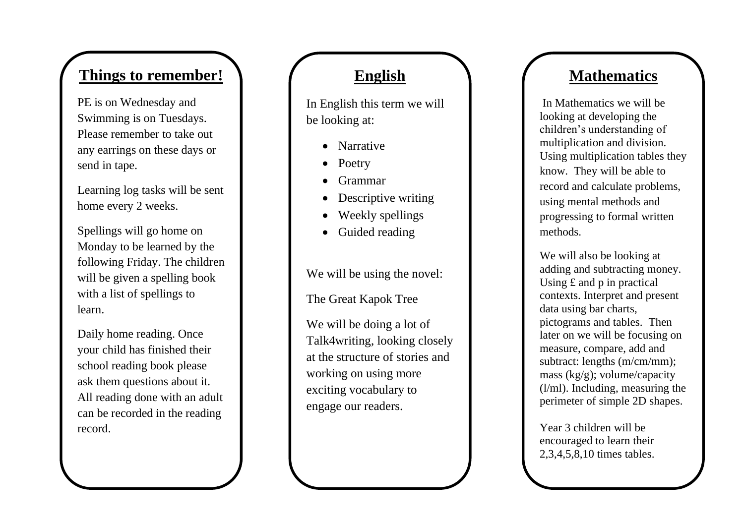## Things to remember!

PE is on Wednesday and Swimming is on Tuesdays. Please remember to take out any earrings on these days or send in tape.

Learning log tasks will be sent home every 2 weeks.

Spellings will go home on Monday to be learned by the following Friday. The children will be given a spelling book with a list of spellings to learn.

Daily home reading. Once your child has finished their school reading book please ask them questions about it. All reading done with an adult can be recorded in the reading record.

## English

In English this term we will be looking at:

- Narrative
- Poetry
- Grammar
- Descriptive writing
- Weekly spellings
- Guided reading

We will be using the novel:

The Great Kapok Tree

We will be doing a lot of Talk4writing, looking closely at the structure of stories and working on using more exciting vocabulary to engage our readers.

## Mathematics

In Mathematics we will be looking at developing the children's understanding of multiplication and division. Using multiplication tables they know. They will be able to record and calculate problems, using mental methods and progressing to formal written methods.

We will also be looking at adding and subtracting money. Using £ and p in practical contexts. Interpret and present data using bar charts, pictograms and tables. Then later on we will be focusing on measure, compare, add and subtract: lengths (m/cm/mm); mass (kg/g); volume/capacity (l/ml). Including, measuring the perimeter of simple 2D shapes.

Year 3 children will be encouraged to learn their 2,3,4,5,8,10 times tables.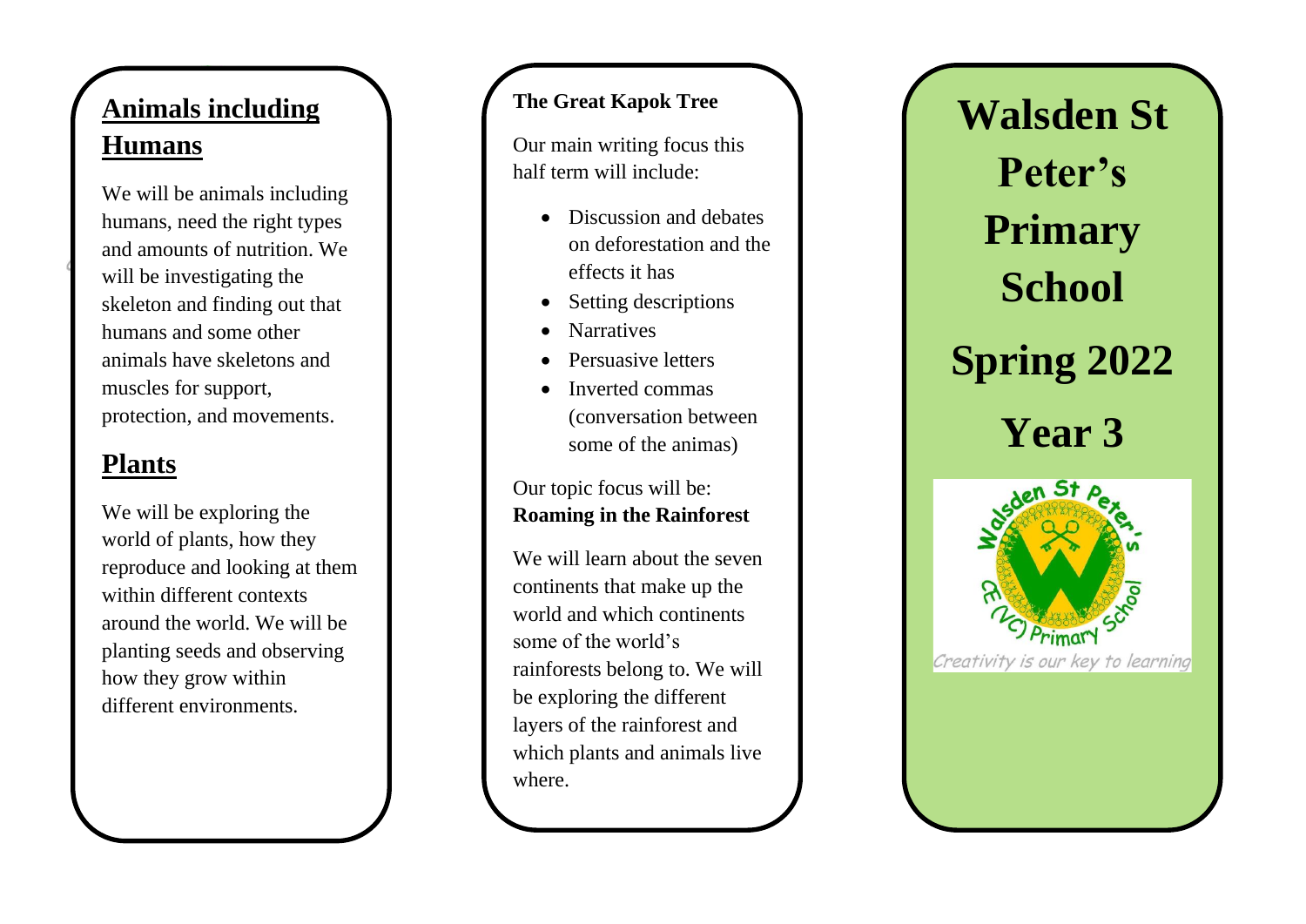## Animals including Humans

We will be animals including humans, need the right types and amounts of nutrition. We will be investigating the skeleton and finding out that humans and some other animals have skeletons and muscles for support, protection, and movements.

## Plants

We will be exploring the world of plants, how they reproduce and looking at them within different contexts around the world. We will be planting seeds and observing how they grow within different environments.

**The Great Kapok Tree**

Our main writing focus this half term will include:

- Discussion and debates on deforestation and the effects it has
- Setting descriptions
- Narratives
- Persuasive letters
- Inverted commas (conversation between some of the animas)

Our topic focus will be:
**Roaming in the Rainforest**

We will learn about the seven continents that make up the world and which continents some of the world's rainforests belong to. We will be exploring the different layers of the rainforest and which plants and animals live where.

# Walsden St Peter's Primary School

# Spring 2022

# Year 3

Walsden St Peter's CE (VC) Primary School

*Creativity is our key to learning*